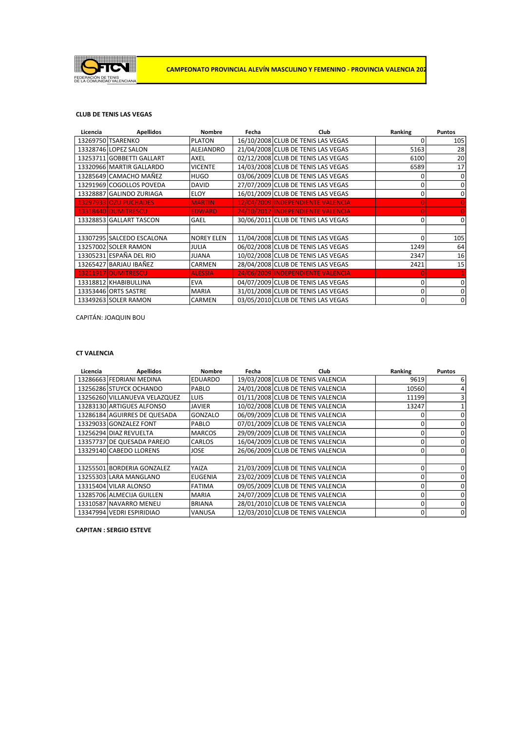FEDERACIÓN DE TENIS DE LA COMUNIDAD VALENCIANA

**CAMPEONATO PROVINCIAL ALEVÍN MASCULINO Y FEMENINO - PROVINCIA VALENCIA 202**

**CLUB DE TENIS LAS VEGAS**

| Licencia | Apellidos | Nombre | Fecha | Club | Ranking | Puntos |
|---|---|---|---|---|---|---|
| 13269750 | TSARENKO | PLATON | 16/10/2008 | CLUB DE TENIS LAS VEGAS | 0 | 105 |
| 13328746 | LOPEZ SALON | ALEJANDRO | 21/04/2008 | CLUB DE TENIS LAS VEGAS | 5163 | 28 |
| 13253711 | GOBBETTI GALLART | AXEL | 02/12/2008 | CLUB DE TENIS LAS VEGAS | 6100 | 20 |
| 13320966 | MARTIR GALLARDO | VICENTE | 14/03/2008 | CLUB DE TENIS LAS VEGAS | 6589 | 17 |
| 13285649 | CAMACHO MAÑEZ | HUGO | 03/06/2009 | CLUB DE TENIS LAS VEGAS | 0 | 0 |
| 13291969 | COGOLLOS POVEDA | DAVID | 27/07/2009 | CLUB DE TENIS LAS VEGAS | 0 | 0 |
| 13328887 | GALINDO ZURIAGA | ELOY | 16/01/2009 | CLUB DE TENIS LAS VEGAS | 0 | 0 |
| 13297933 | OZU PUCHADES | MARTIN | 12/04/2009 | INDEPENDIENTE VALENCIA | 0 | 0 |
| 13318440 | DUMITRESCU | EDWARD | 24/10/2012 | INDEPENDIENTE VALENCIA | 0 | 0 |
| 13328853 | GALLART TASCON | GAEL | 30/06/2011 | CLUB DE TENIS LAS VEGAS | 0 | 0 |
| | | | | | | |
| 13307295 | SALCEDO ESCALONA | NOREY ELEN | 11/04/2008 | CLUB DE TENIS LAS VEGAS | 0 | 105 |
| 13257002 | SOLER RAMON | JULIA | 06/02/2008 | CLUB DE TENIS LAS VEGAS | 1249 | 64 |
| 13305231 | ESPAÑA DEL RIO | JUANA | 10/02/2008 | CLUB DE TENIS LAS VEGAS | 2347 | 16 |
| 13265427 | BARJAU IBAÑEZ | CARMEN | 28/04/2008 | CLUB DE TENIS LAS VEGAS | 2421 | 15 |
| 13211917 | DUMITRESCU | ALESSIA | 24/06/2009 | INDEPENDIENTE VALENCIA | 0 | 1 |
| 13318812 | KHABIBULLINA | EVA | 04/07/2009 | CLUB DE TENIS LAS VEGAS | 0 | 0 |
| 13353446 | ORTS SASTRE | MARIA | 31/01/2008 | CLUB DE TENIS LAS VEGAS | 0 | 0 |
| 13349263 | SOLER RAMON | CARMEN | 03/05/2010 | CLUB DE TENIS LAS VEGAS | 0 | 0 |

CAPITÁN: JOAQUIN BOU

**CT VALENCIA**

| Licencia | Apellidos | Nombre | Fecha | Club | Ranking | Puntos |
|---|---|---|---|---|---|---|
| 13286663 | FEDRIANI MEDINA | EDUARDO | 19/03/2008 | CLUB DE TENIS VALENCIA | 9619 | 6 |
| 13256286 | STUYCK OCHANDO | PABLO | 24/01/2008 | CLUB DE TENIS VALENCIA | 10560 | 4 |
| 13256260 | VILLANUEVA VELAZQUEZ | LUIS | 01/11/2008 | CLUB DE TENIS VALENCIA | 11199 | 3 |
| 13283130 | ARTIGUES ALFONSO | JAVIER | 10/02/2008 | CLUB DE TENIS VALENCIA | 13247 | 1 |
| 13286184 | AGUIRRES DE QUESADA | GONZALO | 06/09/2009 | CLUB DE TENIS VALENCIA | 0 | 0 |
| 13329033 | GONZALEZ FONT | PABLO | 07/01/2009 | CLUB DE TENIS VALENCIA | 0 | 0 |
| 13256294 | DIAZ REVUELTA | MARCOS | 29/09/2009 | CLUB DE TENIS VALENCIA | 0 | 0 |
| 13357737 | DE QUESADA PAREJO | CARLOS | 16/04/2009 | CLUB DE TENIS VALENCIA | 0 | 0 |
| 13329140 | CABEDO LLORENS | JOSE | 26/06/2009 | CLUB DE TENIS VALENCIA | 0 | 0 |
| | | | | | | |
| 13255501 | BORDERIA GONZALEZ | YAIZA | 21/03/2009 | CLUB DE TENIS VALENCIA | 0 | 0 |
| 13255303 | LARA MANGLANO | EUGENIA | 23/02/2009 | CLUB DE TENIS VALENCIA | 0 | 0 |
| 13315404 | VILAR ALONSO | FATIMA | 09/05/2009 | CLUB DE TENIS VALENCIA | 0 | 0 |
| 13285706 | ALMECIJA GUILLEN | MARIA | 24/07/2009 | CLUB DE TENIS VALENCIA | 0 | 0 |
| 13310587 | NAVARRO MENEU | BRIANA | 28/01/2010 | CLUB DE TENIS VALENCIA | 0 | 0 |
| 13347994 | VEDRI ESPIRIDIAO | VANUSA | 12/03/2010 | CLUB DE TENIS VALENCIA | 0 | 0 |

**CAPITAN : SERGIO ESTEVE**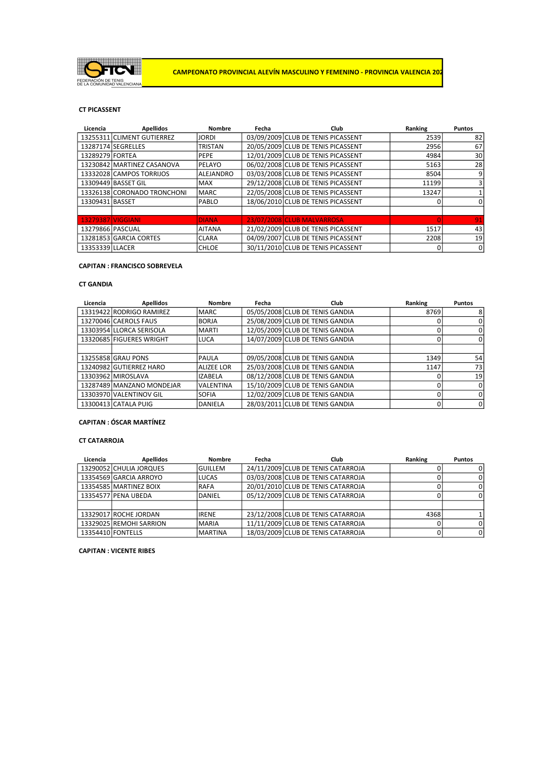FEDERACIÓN DE TENIS DE LA COMUNIDAD VALENCIANA

**CAMPEONATO PROVINCIAL ALEVÍN MASCULINO Y FEMENINO - PROVINCIA VALENCIA 202**

### CT PICASSENT

| Licencia | Apellidos | Nombre | Fecha | Club | Ranking | Puntos |
|---|---|---|---|---|---|---|
| 13255311 | CLIMENT GUTIERREZ | JORDI | 03/09/2009 | CLUB DE TENIS PICASSENT | 2539 | 82 |
| 13287174 | SEGRELLES | TRISTAN | 20/05/2009 | CLUB DE TENIS PICASSENT | 2956 | 67 |
| 13289279 | FORTEA | PEPE | 12/01/2009 | CLUB DE TENIS PICASSENT | 4984 | 30 |
| 13230842 | MARTINEZ CASANOVA | PELAYO | 06/02/2008 | CLUB DE TENIS PICASSENT | 5163 | 28 |
| 13332028 | CAMPOS TORRIJOS | ALEJANDRO | 03/03/2008 | CLUB DE TENIS PICASSENT | 8504 | 9 |
| 13309449 | BASSET GIL | MAX | 29/12/2008 | CLUB DE TENIS PICASSENT | 11199 | 3 |
| 13326138 | CORONADO TRONCHONI | MARC | 22/05/2008 | CLUB DE TENIS PICASSENT | 13247 | 1 |
| 13309431 | BASSET | PABLO | 18/06/2010 | CLUB DE TENIS PICASSENT | 0 | 0 |
| | | | | | | |
| 13279387 | VIGGIANI | DIANA | 23/07/2008 | CLUB MALVARROSA | 0 | 91 |
| 13279866 | PASCUAL | AITANA | 21/02/2009 | CLUB DE TENIS PICASSENT | 1517 | 43 |
| 13281853 | GARCIA CORTES | CLARA | 04/09/2007 | CLUB DE TENIS PICASSENT | 2208 | 19 |
| 13353339 | LLACER | CHLOE | 30/11/2010 | CLUB DE TENIS PICASSENT | 0 | 0 |

**CAPITAN : FRANCISCO SOBREVELA**

### CT GANDIA

| Licencia | Apellidos | Nombre | Fecha | Club | Ranking | Puntos |
|---|---|---|---|---|---|---|
| 13319422 | RODRIGO RAMIREZ | MARC | 05/05/2008 | CLUB DE TENIS GANDIA | 8769 | 8 |
| 13270046 | CAEROLS FAUS | BORJA | 25/08/2009 | CLUB DE TENIS GANDIA | 0 | 0 |
| 13303954 | LLORCA SERISOLA | MARTI | 12/05/2009 | CLUB DE TENIS GANDIA | 0 | 0 |
| 13320685 | FIGUERES WRIGHT | LUCA | 14/07/2009 | CLUB DE TENIS GANDIA | 0 | 0 |
| | | | | | | |
| 13255858 | GRAU PONS | PAULA | 09/05/2008 | CLUB DE TENIS GANDIA | 1349 | 54 |
| 13240982 | GUTIERREZ HARO | ALIZEE LOR | 25/03/2008 | CLUB DE TENIS GANDIA | 1147 | 73 |
| 13303962 | MIROSLAVA | IZABELA | 08/12/2008 | CLUB DE TENIS GANDIA | 0 | 19 |
| 13287489 | MANZANO MONDEJAR | VALENTINA | 15/10/2009 | CLUB DE TENIS GANDIA | 0 | 0 |
| 13303970 | VALENTINOV GIL | SOFIA | 12/02/2009 | CLUB DE TENIS GANDIA | 0 | 0 |
| 13300413 | CATALA PUIG | DANIELA | 28/03/2011 | CLUB DE TENIS GANDIA | 0 | 0 |

**CAPITAN : ÓSCAR MARTÍNEZ**

### CT CATARROJA

| Licencia | Apellidos | Nombre | Fecha | Club | Ranking | Puntos |
|---|---|---|---|---|---|---|
| 13290052 | CHULIA JORQUES | GUILLEM | 24/11/2009 | CLUB DE TENIS CATARROJA | 0 | 0 |
| 13354569 | GARCIA ARROYO | LUCAS | 03/03/2008 | CLUB DE TENIS CATARROJA | 0 | 0 |
| 13354585 | MARTINEZ BOIX | RAFA | 20/01/2010 | CLUB DE TENIS CATARROJA | 0 | 0 |
| 13354577 | PENA UBEDA | DANIEL | 05/12/2009 | CLUB DE TENIS CATARROJA | 0 | 0 |
| | | | | | | |
| 13329017 | ROCHE JORDAN | IRENE | 23/12/2008 | CLUB DE TENIS CATARROJA | 4368 | 1 |
| 13329025 | REMOHI SARRION | MARIA | 11/11/2009 | CLUB DE TENIS CATARROJA | 0 | 0 |
| 13354410 | FONTELLS | MARTINA | 18/03/2009 | CLUB DE TENIS CATARROJA | 0 | 0 |

**CAPITAN : VICENTE RIBES**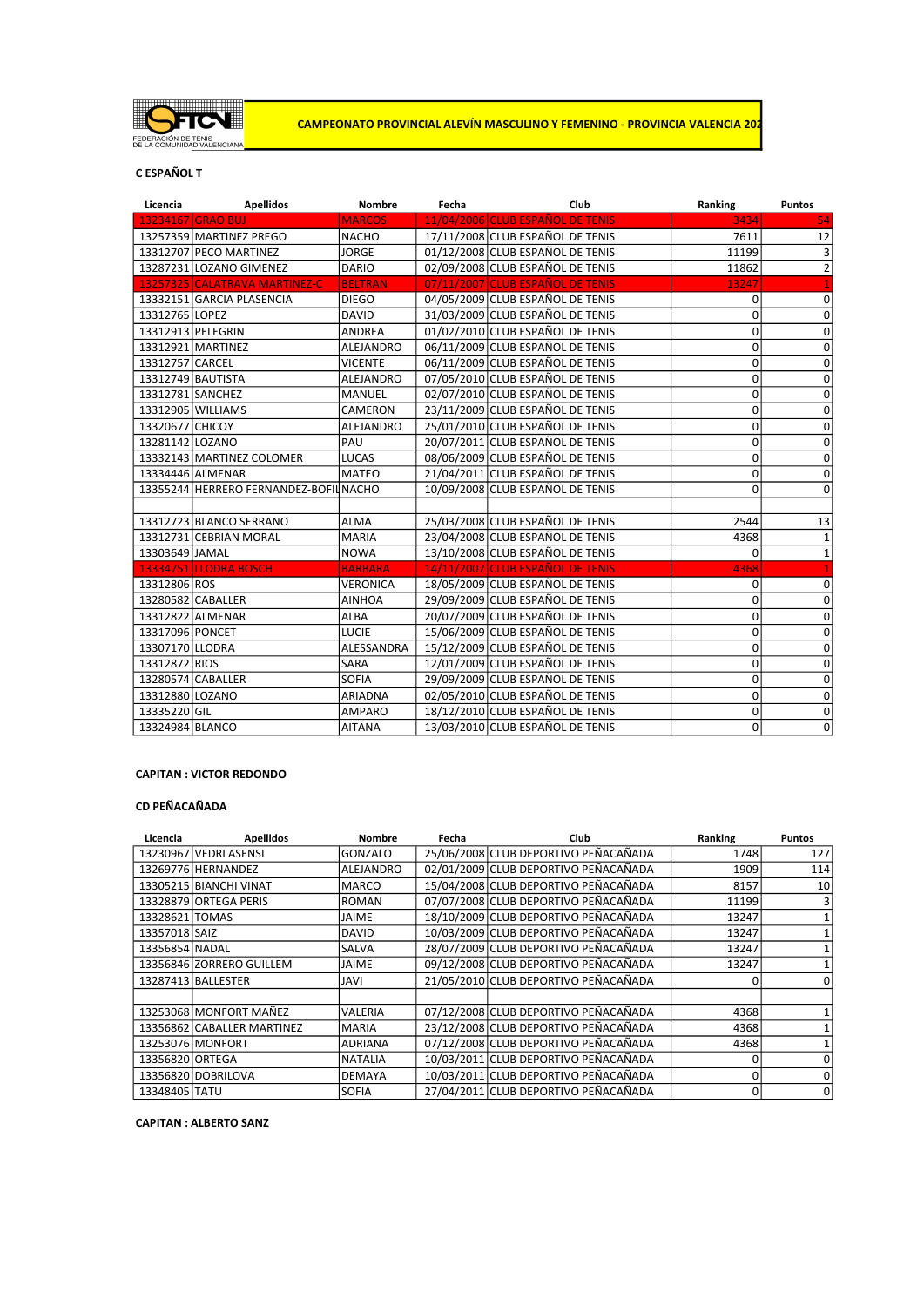FEDERACIÓN DE TENIS DE LA COMUNIDAD VALENCIANA

**CAMPEONATO PROVINCIAL ALEVÍN MASCULINO Y FEMENINO - PROVINCIA VALENCIA 202**

**C ESPAÑOL T**

| Licencia | Apellidos | Nombre | Fecha | Club | Ranking | Puntos |
|---|---|---|---|---|---|---|
| 13234167 | GRAO BUJ | MARCOS | 11/04/2006 | CLUB ESPAÑOL DE TENIS | 3434 | 54 |
| 13257359 | MARTINEZ PREGO | NACHO | 17/11/2008 | CLUB ESPAÑOL DE TENIS | 7611 | 12 |
| 13312707 | PECO MARTINEZ | JORGE | 01/12/2008 | CLUB ESPAÑOL DE TENIS | 11199 | 3 |
| 13287231 | LOZANO GIMENEZ | DARIO | 02/09/2008 | CLUB ESPAÑOL DE TENIS | 11862 | 2 |
| 13257325 | CALATRAVA MARTINEZ-C | BELTRAN | 07/11/2007 | CLUB ESPAÑOL DE TENIS | 13247 | 1 |
| 13332151 | GARCIA PLASENCIA | DIEGO | 04/05/2009 | CLUB ESPAÑOL DE TENIS | 0 | 0 |
| 13312765 | LOPEZ | DAVID | 31/03/2009 | CLUB ESPAÑOL DE TENIS | 0 | 0 |
| 13312913 | PELEGRIN | ANDREA | 01/02/2010 | CLUB ESPAÑOL DE TENIS | 0 | 0 |
| 13312921 | MARTINEZ | ALEJANDRO | 06/11/2009 | CLUB ESPAÑOL DE TENIS | 0 | 0 |
| 13312757 | CARCEL | VICENTE | 06/11/2009 | CLUB ESPAÑOL DE TENIS | 0 | 0 |
| 13312749 | BAUTISTA | ALEJANDRO | 07/05/2010 | CLUB ESPAÑOL DE TENIS | 0 | 0 |
| 13312781 | SANCHEZ | MANUEL | 02/07/2010 | CLUB ESPAÑOL DE TENIS | 0 | 0 |
| 13312905 | WILLIAMS | CAMERON | 23/11/2009 | CLUB ESPAÑOL DE TENIS | 0 | 0 |
| 13320677 | CHICOY | ALEJANDRO | 25/01/2010 | CLUB ESPAÑOL DE TENIS | 0 | 0 |
| 13281142 | LOZANO | PAU | 20/07/2011 | CLUB ESPAÑOL DE TENIS | 0 | 0 |
| 13332143 | MARTINEZ COLOMER | LUCAS | 08/06/2009 | CLUB ESPAÑOL DE TENIS | 0 | 0 |
| 13334446 | ALMENAR | MATEO | 21/04/2011 | CLUB ESPAÑOL DE TENIS | 0 | 0 |
| 13355244 | HERRERO FERNANDEZ-BOFIL | NACHO | 10/09/2008 | CLUB ESPAÑOL DE TENIS | 0 | 0 |
| | | | | | | |
| 13312723 | BLANCO SERRANO | ALMA | 25/03/2008 | CLUB ESPAÑOL DE TENIS | 2544 | 13 |
| 13312731 | CEBRIAN MORAL | MARIA | 23/04/2008 | CLUB ESPAÑOL DE TENIS | 4368 | 1 |
| 13303649 | JAMAL | NOWA | 13/10/2008 | CLUB ESPAÑOL DE TENIS | 0 | 1 |
| 13334751 | LLODRA BOSCH | BARBARA | 14/11/2007 | CLUB ESPAÑOL DE TENIS | 4368 | 1 |
| 13312806 | ROS | VERONICA | 18/05/2009 | CLUB ESPAÑOL DE TENIS | 0 | 0 |
| 13280582 | CABALLER | AINHOA | 29/09/2009 | CLUB ESPAÑOL DE TENIS | 0 | 0 |
| 13312822 | ALMENAR | ALBA | 20/07/2009 | CLUB ESPAÑOL DE TENIS | 0 | 0 |
| 13317096 | PONCET | LUCIE | 15/06/2009 | CLUB ESPAÑOL DE TENIS | 0 | 0 |
| 13307170 | LLODRA | ALESSANDRA | 15/12/2009 | CLUB ESPAÑOL DE TENIS | 0 | 0 |
| 13312872 | RIOS | SARA | 12/01/2009 | CLUB ESPAÑOL DE TENIS | 0 | 0 |
| 13280574 | CABALLER | SOFIA | 29/09/2009 | CLUB ESPAÑOL DE TENIS | 0 | 0 |
| 13312880 | LOZANO | ARIADNA | 02/05/2010 | CLUB ESPAÑOL DE TENIS | 0 | 0 |
| 13335220 | GIL | AMPARO | 18/12/2010 | CLUB ESPAÑOL DE TENIS | 0 | 0 |
| 13324984 | BLANCO | AITANA | 13/03/2010 | CLUB ESPAÑOL DE TENIS | 0 | 0 |

**CAPITAN : VICTOR REDONDO**

**CD PEÑACAÑADA**

| Licencia | Apellidos | Nombre | Fecha | Club | Ranking | Puntos |
|---|---|---|---|---|---|---|
| 13230967 | VEDRI ASENSI | GONZALO | 25/06/2008 | CLUB DEPORTIVO PEÑACAÑADA | 1748 | 127 |
| 13269776 | HERNANDEZ | ALEJANDRO | 02/01/2009 | CLUB DEPORTIVO PEÑACAÑADA | 1909 | 114 |
| 13305215 | BIANCHI VINAT | MARCO | 15/04/2008 | CLUB DEPORTIVO PEÑACAÑADA | 8157 | 10 |
| 13328879 | ORTEGA PERIS | ROMAN | 07/07/2008 | CLUB DEPORTIVO PEÑACAÑADA | 11199 | 3 |
| 13328621 | TOMAS | JAIME | 18/10/2009 | CLUB DEPORTIVO PEÑACAÑADA | 13247 | 1 |
| 13357018 | SAIZ | DAVID | 10/03/2009 | CLUB DEPORTIVO PEÑACAÑADA | 13247 | 1 |
| 13356854 | NADAL | SALVA | 28/07/2009 | CLUB DEPORTIVO PEÑACAÑADA | 13247 | 1 |
| 13356846 | ZORRERO GUILLEM | JAIME | 09/12/2008 | CLUB DEPORTIVO PEÑACAÑADA | 13247 | 1 |
| 13287413 | BALLESTER | JAVI | 21/05/2010 | CLUB DEPORTIVO PEÑACAÑADA | 0 | 0 |
| | | | | | | |
| 13253068 | MONFORT MAÑEZ | VALERIA | 07/12/2008 | CLUB DEPORTIVO PEÑACAÑADA | 4368 | 1 |
| 13356862 | CABALLER MARTINEZ | MARIA | 23/12/2008 | CLUB DEPORTIVO PEÑACAÑADA | 4368 | 1 |
| 13253076 | MONFORT | ADRIANA | 07/12/2008 | CLUB DEPORTIVO PEÑACAÑADA | 4368 | 1 |
| 13356820 | ORTEGA | NATALIA | 10/03/2011 | CLUB DEPORTIVO PEÑACAÑADA | 0 | 0 |
| 13356820 | DOBRILOVA | DEMAYA | 10/03/2011 | CLUB DEPORTIVO PEÑACAÑADA | 0 | 0 |
| 13348405 | TATU | SOFIA | 27/04/2011 | CLUB DEPORTIVO PEÑACAÑADA | 0 | 0 |

**CAPITAN : ALBERTO SANZ**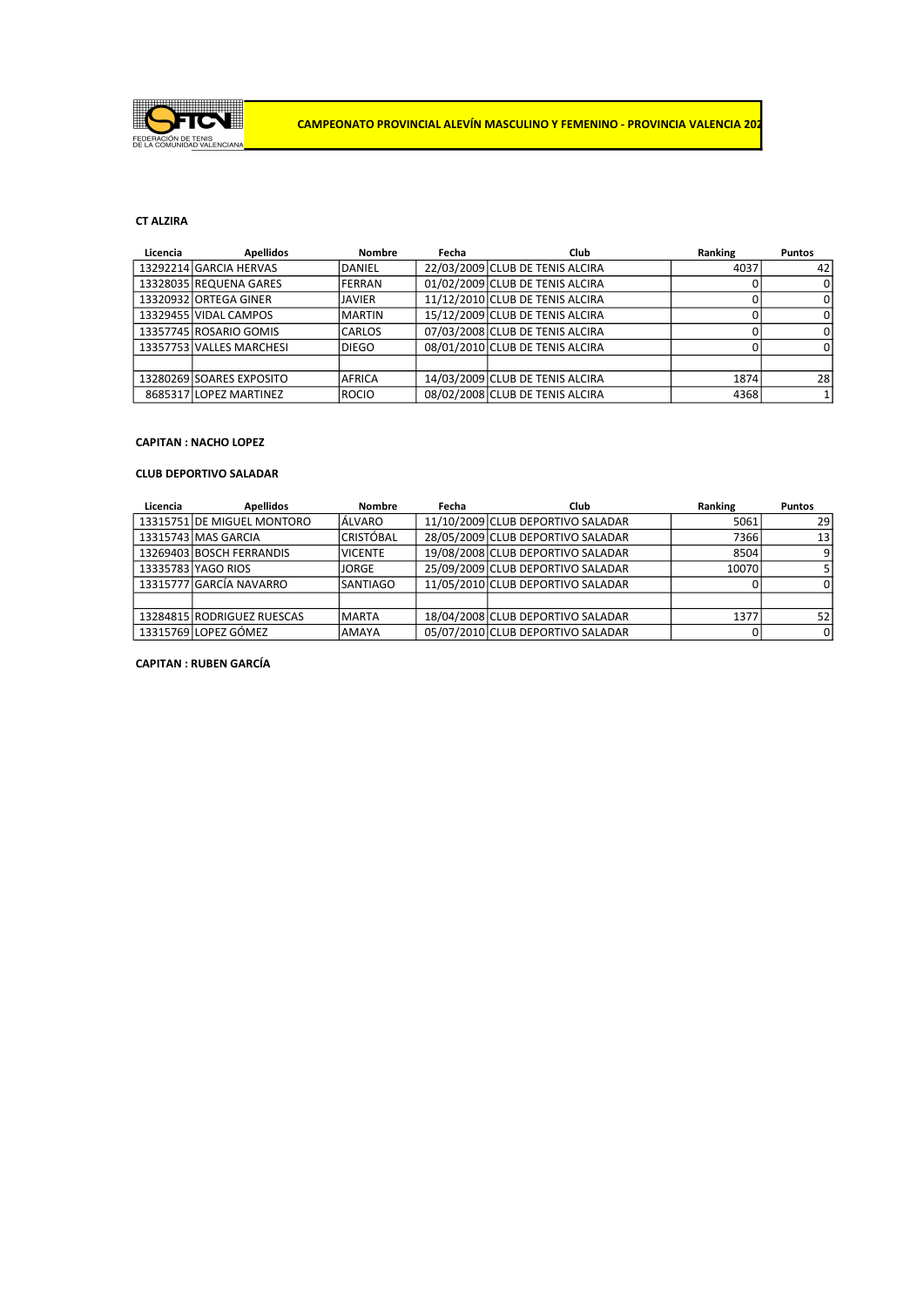FEDERACIÓN DE TENIS DE LA COMUNIDAD VALENCIANA

**CAMPEONATO PROVINCIAL ALEVÍN MASCULINO Y FEMENINO - PROVINCIA VALENCIA 202**

**CT ALZIRA**

| Licencia | Apellidos | Nombre | Fecha | Club | Ranking | Puntos |
|---|---|---|---|---|---|---|
| 13292214 | GARCIA HERVAS | DANIEL | 22/03/2009 | CLUB DE TENIS ALCIRA | 4037 | 42 |
| 13328035 | REQUENA GARES | FERRAN | 01/02/2009 | CLUB DE TENIS ALCIRA | 0 | 0 |
| 13320932 | ORTEGA GINER | JAVIER | 11/12/2010 | CLUB DE TENIS ALCIRA | 0 | 0 |
| 13329455 | VIDAL CAMPOS | MARTIN | 15/12/2009 | CLUB DE TENIS ALCIRA | 0 | 0 |
| 13357745 | ROSARIO GOMIS | CARLOS | 07/03/2008 | CLUB DE TENIS ALCIRA | 0 | 0 |
| 13357753 | VALLES MARCHESI | DIEGO | 08/01/2010 | CLUB DE TENIS ALCIRA | 0 | 0 |
| | | | | | | |
| 13280269 | SOARES EXPOSITO | AFRICA | 14/03/2009 | CLUB DE TENIS ALCIRA | 1874 | 28 |
| 8685317 | LOPEZ MARTINEZ | ROCIO | 08/02/2008 | CLUB DE TENIS ALCIRA | 4368 | 1 |

**CAPITAN : NACHO LOPEZ**

**CLUB DEPORTIVO SALADAR**

| Licencia | Apellidos | Nombre | Fecha | Club | Ranking | Puntos |
|---|---|---|---|---|---|---|
| 13315751 | DE MIGUEL MONTORO | ÁLVARO | 11/10/2009 | CLUB DEPORTIVO SALADAR | 5061 | 29 |
| 13315743 | MAS GARCIA | CRISTÓBAL | 28/05/2009 | CLUB DEPORTIVO SALADAR | 7366 | 13 |
| 13269403 | BOSCH FERRANDIS | VICENTE | 19/08/2008 | CLUB DEPORTIVO SALADAR | 8504 | 9 |
| 13335783 | YAGO RIOS | JORGE | 25/09/2009 | CLUB DEPORTIVO SALADAR | 10070 | 5 |
| 13315777 | GARCÍA NAVARRO | SANTIAGO | 11/05/2010 | CLUB DEPORTIVO SALADAR | 0 | 0 |
| | | | | | | |
| 13284815 | RODRIGUEZ RUESCAS | MARTA | 18/04/2008 | CLUB DEPORTIVO SALADAR | 1377 | 52 |
| 13315769 | LOPEZ GÓMEZ | AMAYA | 05/07/2010 | CLUB DEPORTIVO SALADAR | 0 | 0 |

**CAPITAN : RUBEN GARCÍA**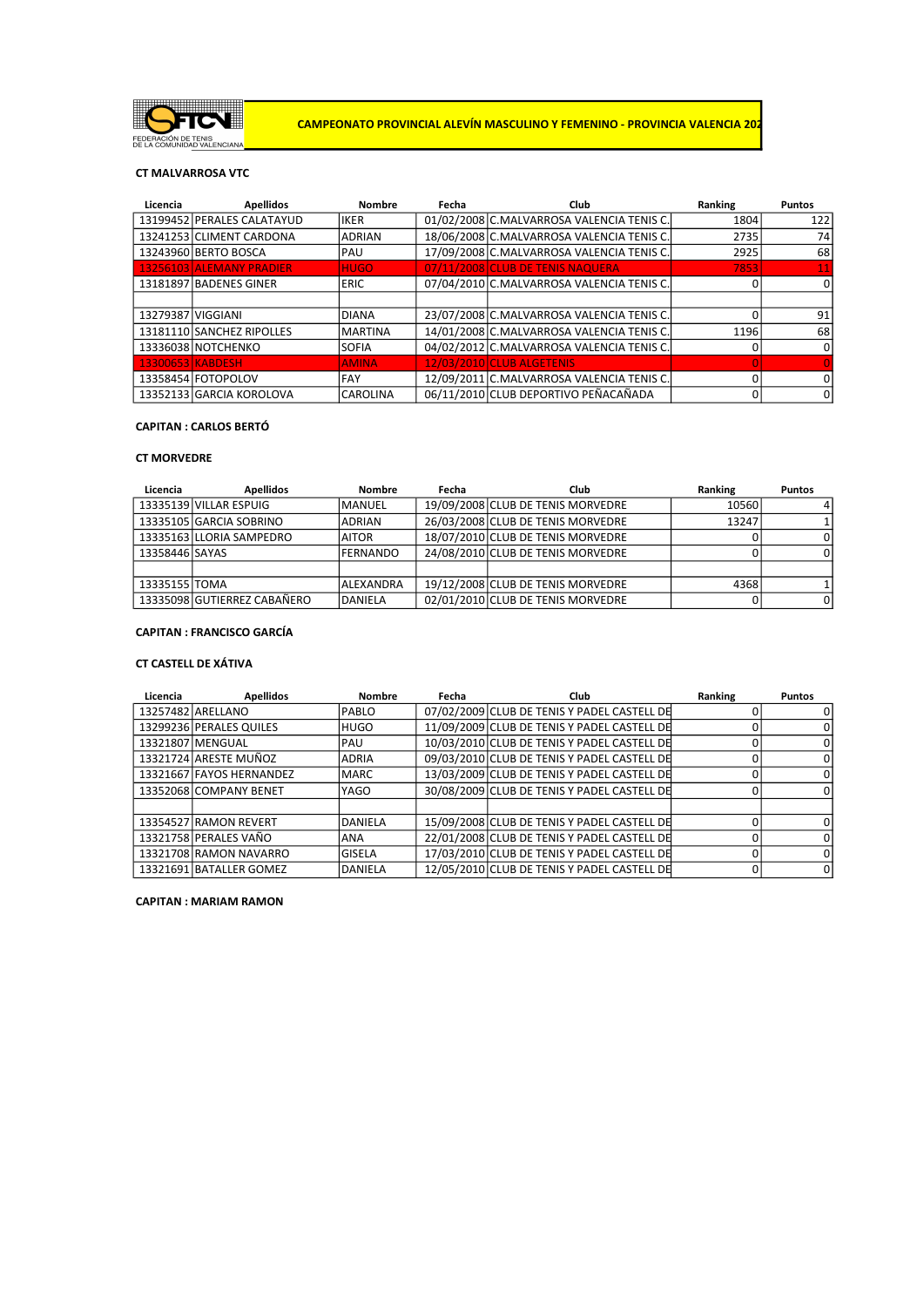FEDERACIÓN DE TENIS DE LA COMUNIDAD VALENCIANA

**CAMPEONATO PROVINCIAL ALEVÍN MASCULINO Y FEMENINO - PROVINCIA VALENCIA 202**

**CT MALVARROSA VTC**

| Licencia | Apellidos | Nombre | Fecha | Club | Ranking | Puntos |
|---|---|---|---|---|---|---|
| 13199452 | PERALES CALATAYUD | IKER | 01/02/2008 | C.MALVARROSA VALENCIA TENIS C. | 1804 | 122 |
| 13241253 | CLIMENT CARDONA | ADRIAN | 18/06/2008 | C.MALVARROSA VALENCIA TENIS C. | 2735 | 74 |
| 13243960 | BERTO BOSCA | PAU | 17/09/2008 | C.MALVARROSA VALENCIA TENIS C. | 2925 | 68 |
| 13256103 | ALEMANY PRADIER | HUGO | 07/11/2008 | CLUB DE TENIS NAQUERA | 7853 | 11 |
| 13181897 | BADENES GINER | ERIC | 07/04/2010 | C.MALVARROSA VALENCIA TENIS C. | 0 | 0 |
| | | | | | | |
| 13279387 | VIGGIANI | DIANA | 23/07/2008 | C.MALVARROSA VALENCIA TENIS C. | 0 | 91 |
| 13181110 | SANCHEZ RIPOLLES | MARTINA | 14/01/2008 | C.MALVARROSA VALENCIA TENIS C. | 1196 | 68 |
| 13336038 | NOTCHENKO | SOFIA | 04/02/2012 | C.MALVARROSA VALENCIA TENIS C. | 0 | 0 |
| 13300653 | KABDESH | AMINA | 12/03/2010 | CLUB ALGETENIS | 0 | 0 |
| 13358454 | FOTOPOLOV | FAY | 12/09/2011 | C.MALVARROSA VALENCIA TENIS C. | 0 | 0 |
| 13352133 | GARCIA KOROLOVA | CAROLINA | 06/11/2010 | CLUB DEPORTIVO PEÑACAÑADA | 0 | 0 |

**CAPITAN : CARLOS BERTÓ**

**CT MORVEDRE**

| Licencia | Apellidos | Nombre | Fecha | Club | Ranking | Puntos |
|---|---|---|---|---|---|---|
| 13335139 | VILLAR ESPUIG | MANUEL | 19/09/2008 | CLUB DE TENIS MORVEDRE | 10560 | 4 |
| 13335105 | GARCIA SOBRINO | ADRIAN | 26/03/2008 | CLUB DE TENIS MORVEDRE | 13247 | 1 |
| 13335163 | LLORIA SAMPEDRO | AITOR | 18/07/2010 | CLUB DE TENIS MORVEDRE | 0 | 0 |
| 13358446 | SAYAS | FERNANDO | 24/08/2010 | CLUB DE TENIS MORVEDRE | 0 | 0 |
| | | | | | | |
| 13335155 | TOMA | ALEXANDRA | 19/12/2008 | CLUB DE TENIS MORVEDRE | 4368 | 1 |
| 13335098 | GUTIERREZ CABAÑERO | DANIELA | 02/01/2010 | CLUB DE TENIS MORVEDRE | 0 | 0 |

**CAPITAN : FRANCISCO GARCÍA**

**CT CASTELL DE XÁTIVA**

| Licencia | Apellidos | Nombre | Fecha | Club | Ranking | Puntos |
|---|---|---|---|---|---|---|
| 13257482 | ARELLANO | PABLO | 07/02/2009 | CLUB DE TENIS Y PADEL CASTELL DE | 0 | 0 |
| 13299236 | PERALES QUILES | HUGO | 11/09/2009 | CLUB DE TENIS Y PADEL CASTELL DE | 0 | 0 |
| 13321807 | MENGUAL | PAU | 10/03/2010 | CLUB DE TENIS Y PADEL CASTELL DE | 0 | 0 |
| 13321724 | ARESTE MUÑOZ | ADRIA | 09/03/2010 | CLUB DE TENIS Y PADEL CASTELL DE | 0 | 0 |
| 13321667 | FAYOS HERNANDEZ | MARC | 13/03/2009 | CLUB DE TENIS Y PADEL CASTELL DE | 0 | 0 |
| 13352068 | COMPANY BENET | YAGO | 30/08/2009 | CLUB DE TENIS Y PADEL CASTELL DE | 0 | 0 |
| | | | | | | |
| 13354527 | RAMON REVERT | DANIELA | 15/09/2008 | CLUB DE TENIS Y PADEL CASTELL DE | 0 | 0 |
| 13321758 | PERALES VAÑO | ANA | 22/01/2008 | CLUB DE TENIS Y PADEL CASTELL DE | 0 | 0 |
| 13321708 | RAMON NAVARRO | GISELA | 17/03/2010 | CLUB DE TENIS Y PADEL CASTELL DE | 0 | 0 |
| 13321691 | BATALLER GOMEZ | DANIELA | 12/05/2010 | CLUB DE TENIS Y PADEL CASTELL DE | 0 | 0 |

**CAPITAN : MARIAM RAMON**